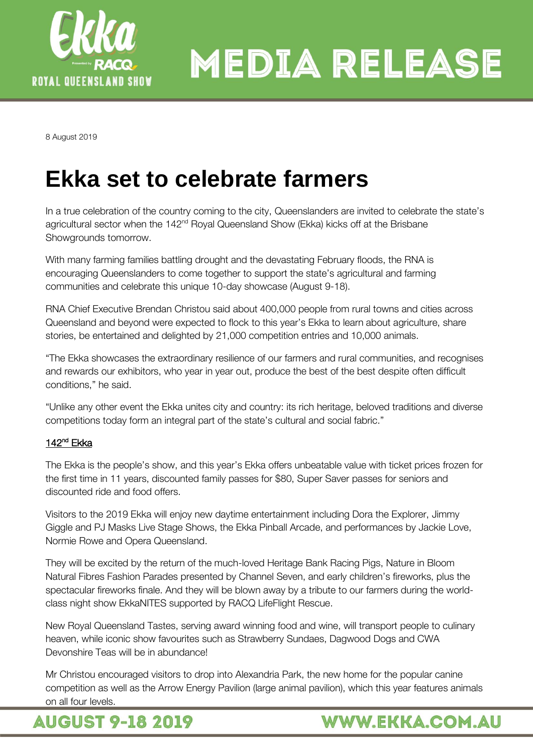# MEDIA RELEASE

8 August 2019

# Ekka set to celebrate farmers

In a true celebration of the country coming to the city, Queenslanders are invited to celebrate the state's agricultural sector when the 142nd Royal Queensland Show (Ekka) kicks off at the Brisbane Showgrounds tomorrow.

With many farming families battling drought and the devastating February floods, the RNA is encouraging Queenslanders to come together to support the state's agricultural and farming communities and celebrate this unique 10-day showcase (August 9-18).

RNA Chief Executive Brendan Christou said about 400,000 people from rural towns and cities across Queensland and beyond were expected to flock to this year's Ekka to learn about agriculture, share stories, be entertained and delighted by 21,000 competition entries and 10,000 animals.

"The Ekka showcases the extraordinary resilience of our farmers and rural communities, and recognises and rewards our exhibitors, who year in year out, produce the best of the best despite often difficult conditions," he said.

"Unlike any other event the Ekka unites city and country: its rich heritage, beloved traditions and diverse competitions today form an integral part of the state's cultural and social fabric."

## 142nd Ekka

The Ekka is the people's show, and this year's Ekka offers unbeatable value with ticket prices frozen for the first time in 11 years, discounted family passes for $80, Super Saver passes for seniors and discounted ride and food offers.

Visitors to the 2019 Ekka will enjoy new daytime entertainment including Dora the Explorer, Jimmy Giggle and PJ Masks Live Stage Shows, the Ekka Pinball Arcade, and performances by Jackie Love, Normie Rowe and Opera Queensland.

They will be excited by the return of the much-loved Heritage Bank Racing Pigs, Nature in Bloom Natural Fibres Fashion Parades presented by Channel Seven, and early children's fireworks, plus the spectacular fireworks finale. And they will be blown away by a tribute to our farmers during the world-class night show EkkaNITES supported by RACQ LifeFlight Rescue.

New Royal Queensland Tastes, serving award winning food and wine, will transport people to culinary heaven, while iconic show favourites such as Strawberry Sundaes, Dagwood Dogs and CWA Devonshire Teas will be in abundance!

Mr Christou encouraged visitors to drop into Alexandria Park, the new home for the popular canine competition as well as the Arrow Energy Pavilion (large animal pavilion), which this year features animals on all four levels.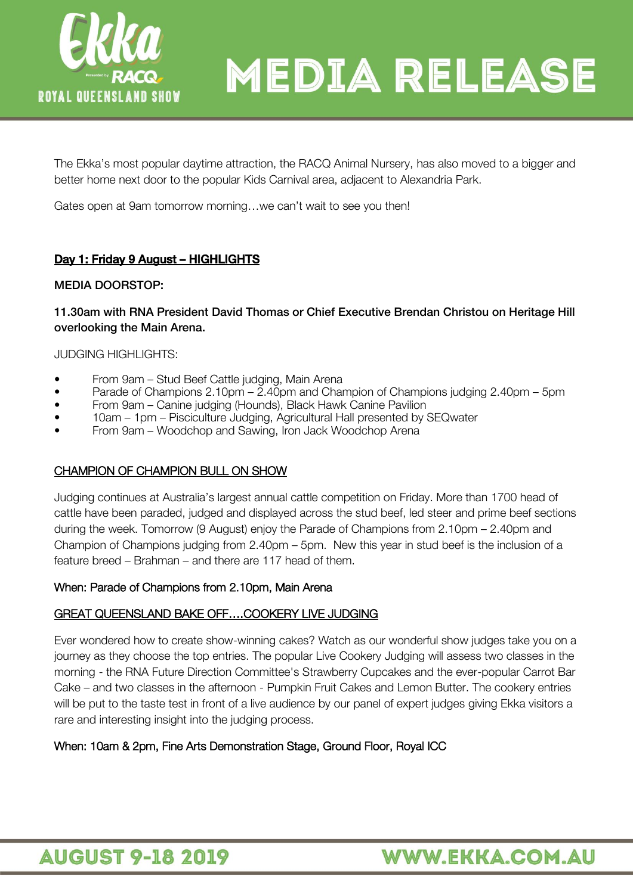The Ekka's most popular daytime attraction, the RACQ Animal Nursery, has also moved to a bigger and better home next door to the popular Kids Carnival area, adjacent to Alexandria Park.

Gates open at 9am tomorrow morning…we can't wait to see you then!

## Day 1: Friday 9 August – HIGHLIGHTS

**MEDIA DOORSTOP:**

**11.30am with RNA President David Thomas or Chief Executive Brendan Christou on Heritage Hill overlooking the Main Arena.**

JUDGING HIGHLIGHTS:

- From 9am – Stud Beef Cattle judging, Main Arena
- Parade of Champions 2.10pm – 2.40pm and Champion of Champions judging 2.40pm – 5pm
- From 9am – Canine judging (Hounds), Black Hawk Canine Pavilion
- 10am – 1pm – Pisciculture Judging, Agricultural Hall presented by SEQwater
- From 9am – Woodchop and Sawing, Iron Jack Woodchop Arena

### CHAMPION OF CHAMPION BULL ON SHOW

Judging continues at Australia's largest annual cattle competition on Friday. More than 1700 head of cattle have been paraded, judged and displayed across the stud beef, led steer and prime beef sections during the week. Tomorrow (9 August) enjoy the Parade of Champions from 2.10pm – 2.40pm and Champion of Champions judging from 2.40pm – 5pm. New this year in stud beef is the inclusion of a feature breed – Brahman – and there are 117 head of them.

When: Parade of Champions from 2.10pm, Main Arena

### GREAT QUEENSLAND BAKE OFF….COOKERY LIVE JUDGING

Ever wondered how to create show-winning cakes? Watch as our wonderful show judges take you on a journey as they choose the top entries. The popular Live Cookery Judging will assess two classes in the morning - the RNA Future Direction Committee's Strawberry Cupcakes and the ever-popular Carrot Bar Cake – and two classes in the afternoon - Pumpkin Fruit Cakes and Lemon Butter. The cookery entries will be put to the taste test in front of a live audience by our panel of expert judges giving Ekka visitors a rare and interesting insight into the judging process.

When: 10am & 2pm, Fine Arts Demonstration Stage, Ground Floor, Royal ICC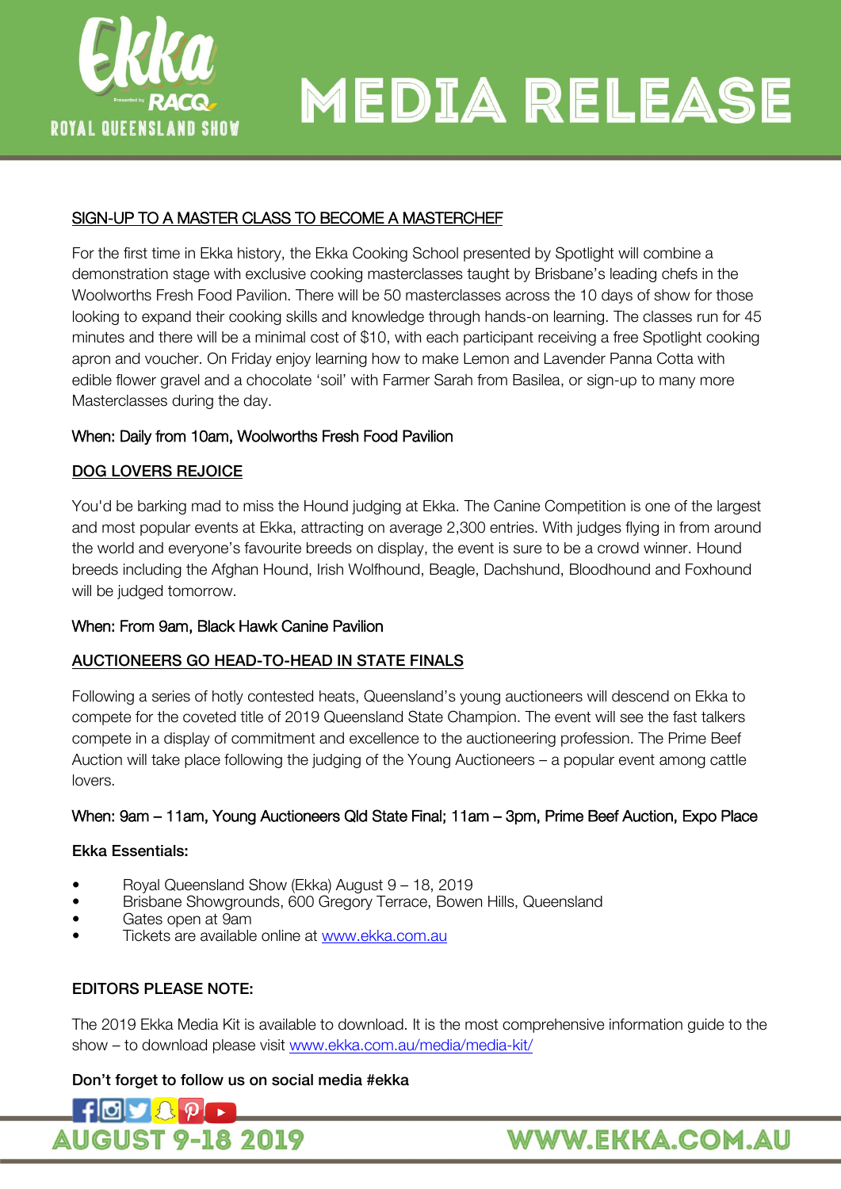**SIGN-UP TO A MASTER CLASS TO BECOME A MASTERCHEF**

For the first time in Ekka history, the Ekka Cooking School presented by Spotlight will combine a demonstration stage with exclusive cooking masterclasses taught by Brisbane's leading chefs in the Woolworths Fresh Food Pavilion. There will be 50 masterclasses across the 10 days of show for those looking to expand their cooking skills and knowledge through hands-on learning. The classes run for 45 minutes and there will be a minimal cost of $10, with each participant receiving a free Spotlight cooking apron and voucher. On Friday enjoy learning how to make Lemon and Lavender Panna Cotta with edible flower gravel and a chocolate 'soil' with Farmer Sarah from Basilea, or sign-up to many more Masterclasses during the day.

When: Daily from 10am, Woolworths Fresh Food Pavilion

**DOG LOVERS REJOICE**

You'd be barking mad to miss the Hound judging at Ekka. The Canine Competition is one of the largest and most popular events at Ekka, attracting on average 2,300 entries. With judges flying in from around the world and everyone's favourite breeds on display, the event is sure to be a crowd winner. Hound breeds including the Afghan Hound, Irish Wolfhound, Beagle, Dachshund, Bloodhound and Foxhound will be judged tomorrow.

When: From 9am, Black Hawk Canine Pavilion

**AUCTIONEERS GO HEAD-TO-HEAD IN STATE FINALS**

Following a series of hotly contested heats, Queensland's young auctioneers will descend on Ekka to compete for the coveted title of 2019 Queensland State Champion. The event will see the fast talkers compete in a display of commitment and excellence to the auctioneering profession. The Prime Beef Auction will take place following the judging of the Young Auctioneers – a popular event among cattle lovers.

When: 9am – 11am, Young Auctioneers Qld State Final; 11am – 3pm, Prime Beef Auction, Expo Place

**Ekka Essentials:**

- Royal Queensland Show (Ekka) August 9 – 18, 2019
- Brisbane Showgrounds, 600 Gregory Terrace, Bowen Hills, Queensland
- Gates open at 9am
- Tickets are available online at www.ekka.com.au

**EDITORS PLEASE NOTE:**

The 2019 Ekka Media Kit is available to download. It is the most comprehensive information guide to the show – to download please visit www.ekka.com.au/media/media-kit/

**Don't forget to follow us on social media #ekka**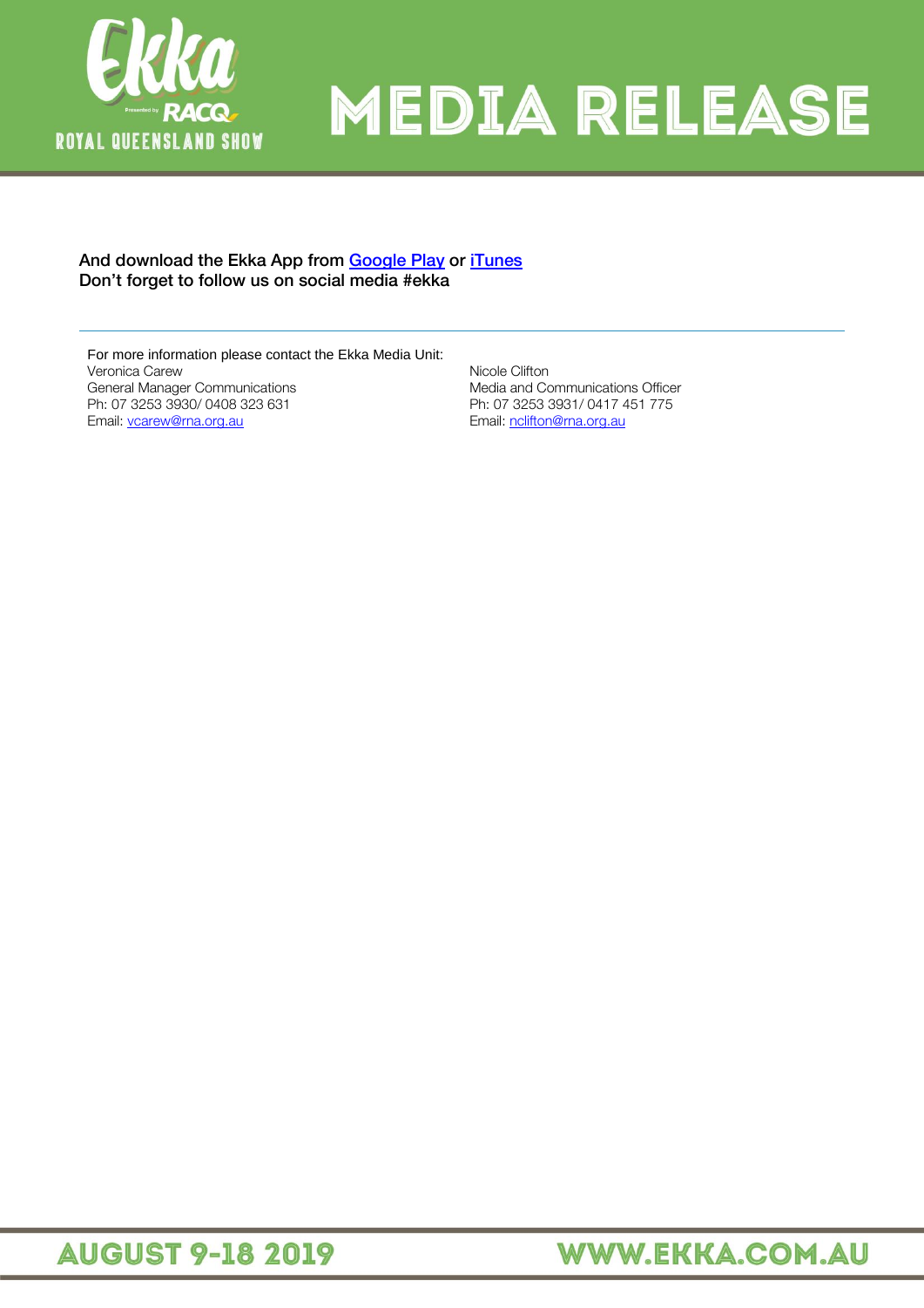**And download the Ekka App from [Google Play](#) or [iTunes](#)**
**Don't forget to follow us on social media #ekka**

---

For more information please contact the Ekka Media Unit:

Veronica Carew
General Manager Communications
Ph: 07 3253 3930/ 0408 323 631
Email: vcarew@rna.org.au

Nicole Clifton
Media and Communications Officer
Ph: 07 3253 3931/ 0417 451 775
Email: nclifton@rna.org.au